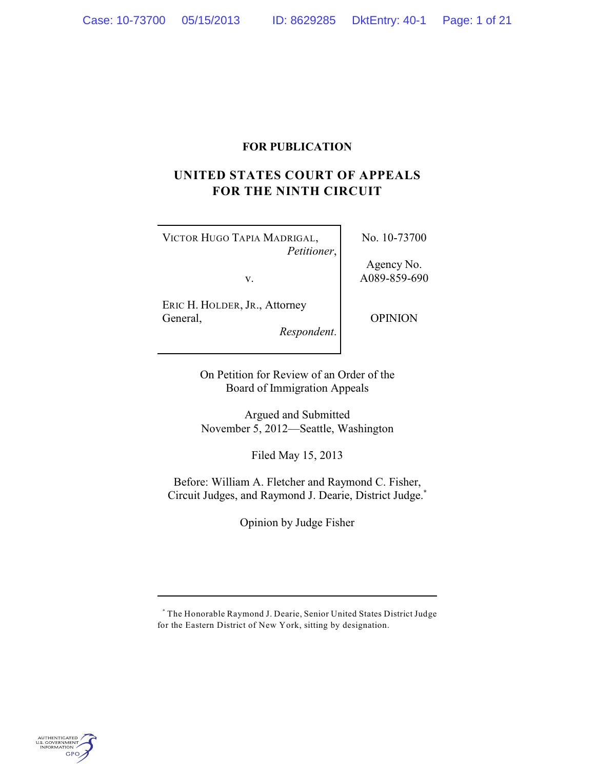**FOR PUBLICATION**

# UNITED STATES COURT OF APPEALS FOR THE NINTH CIRCUIT

| | |
|---|---|
| VICTOR HUGO TAPIA MADRIGAL, *Petitioner*, v. ERIC H. HOLDER, JR., Attorney General, *Respondent*. | No. 10-73700 Agency No. A089-859-690 OPINION |

On Petition for Review of an Order of the Board of Immigration Appeals

Argued and Submitted November 5, 2012—Seattle, Washington

Filed May 15, 2013

Before: William A. Fletcher and Raymond C. Fisher, Circuit Judges, and Raymond J. Dearie, District Judge.*

Opinion by Judge Fisher

---

* The Honorable Raymond J. Dearie, Senior United States District Judge for the Eastern District of New York, sitting by designation.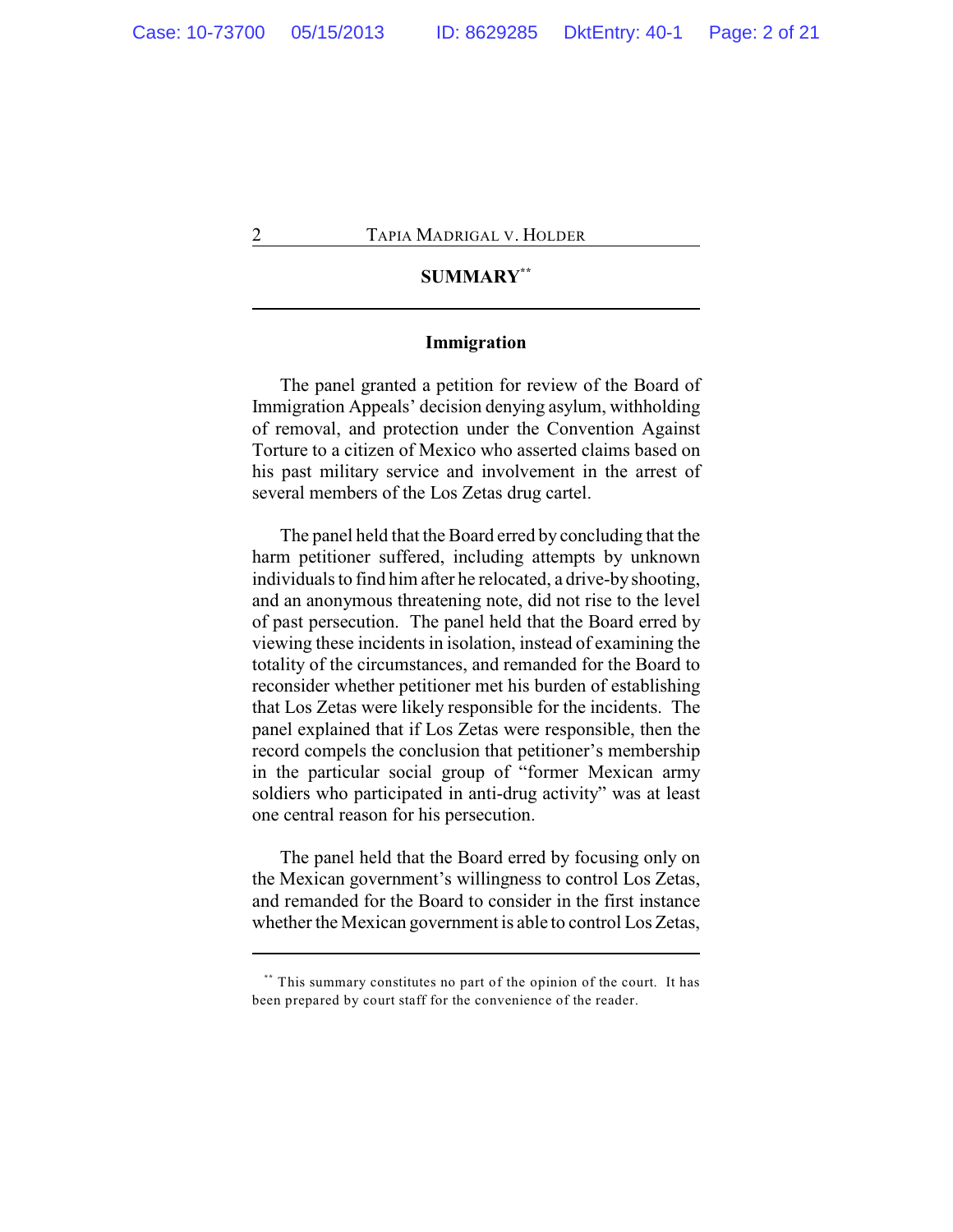## SUMMARY[**]

### Immigration

The panel granted a petition for review of the Board of Immigration Appeals' decision denying asylum, withholding of removal, and protection under the Convention Against Torture to a citizen of Mexico who asserted claims based on his past military service and involvement in the arrest of several members of the Los Zetas drug cartel.

The panel held that the Board erred by concluding that the harm petitioner suffered, including attempts by unknown individuals to find him after he relocated, a drive-by shooting, and an anonymous threatening note, did not rise to the level of past persecution. The panel held that the Board erred by viewing these incidents in isolation, instead of examining the totality of the circumstances, and remanded for the Board to reconsider whether petitioner met his burden of establishing that Los Zetas were likely responsible for the incidents. The panel explained that if Los Zetas were responsible, then the record compels the conclusion that petitioner's membership in the particular social group of "former Mexican army soldiers who participated in anti-drug activity" was at least one central reason for his persecution.

The panel held that the Board erred by focusing only on the Mexican government's willingness to control Los Zetas, and remanded for the Board to consider in the first instance whether the Mexican government is able to control Los Zetas,

---

[**] This summary constitutes no part of the opinion of the court. It has been prepared by court staff for the convenience of the reader.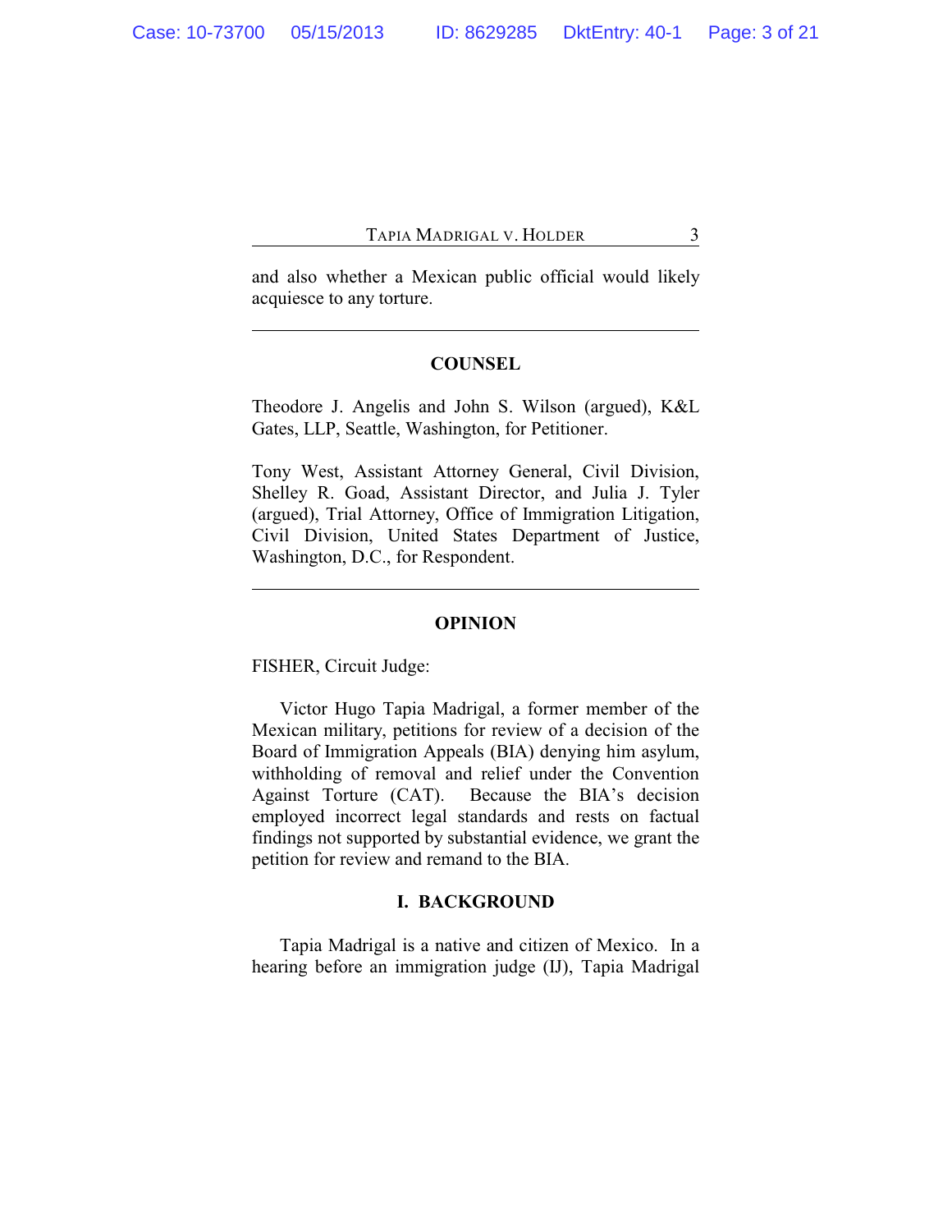and also whether a Mexican public official would likely acquiesce to any torture.

---

## COUNSEL

Theodore J. Angelis and John S. Wilson (argued), K&L Gates, LLP, Seattle, Washington, for Petitioner.

Tony West, Assistant Attorney General, Civil Division, Shelley R. Goad, Assistant Director, and Julia J. Tyler (argued), Trial Attorney, Office of Immigration Litigation, Civil Division, United States Department of Justice, Washington, D.C., for Respondent.

---

## OPINION

FISHER, Circuit Judge:

Victor Hugo Tapia Madrigal, a former member of the Mexican military, petitions for review of a decision of the Board of Immigration Appeals (BIA) denying him asylum, withholding of removal and relief under the Convention Against Torture (CAT). Because the BIA's decision employed incorrect legal standards and rests on factual findings not supported by substantial evidence, we grant the petition for review and remand to the BIA.

## I. BACKGROUND

Tapia Madrigal is a native and citizen of Mexico. In a hearing before an immigration judge (IJ), Tapia Madrigal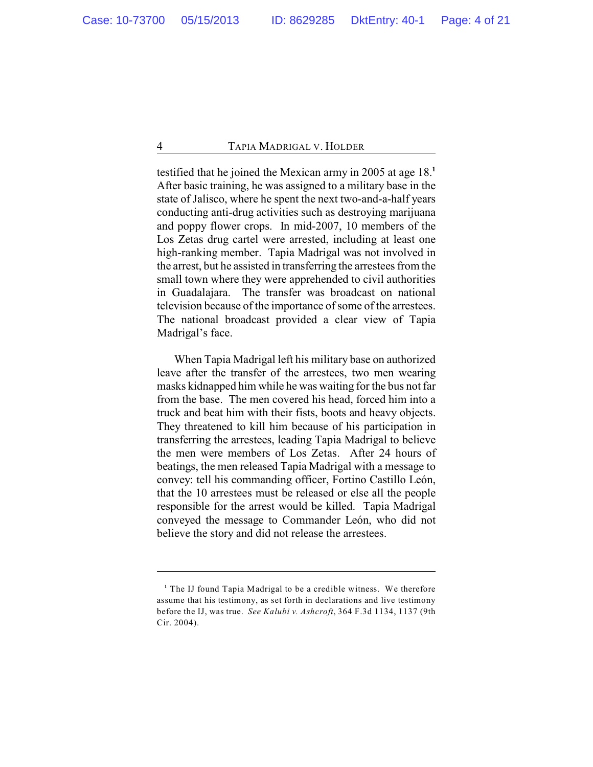testified that he joined the Mexican army in 2005 at age 18.[1] After basic training, he was assigned to a military base in the state of Jalisco, where he spent the next two-and-a-half years conducting anti-drug activities such as destroying marijuana and poppy flower crops. In mid-2007, 10 members of the Los Zetas drug cartel were arrested, including at least one high-ranking member. Tapia Madrigal was not involved in the arrest, but he assisted in transferring the arrestees from the small town where they were apprehended to civil authorities in Guadalajara. The transfer was broadcast on national television because of the importance of some of the arrestees. The national broadcast provided a clear view of Tapia Madrigal's face.

When Tapia Madrigal left his military base on authorized leave after the transfer of the arrestees, two men wearing masks kidnapped him while he was waiting for the bus not far from the base. The men covered his head, forced him into a truck and beat him with their fists, boots and heavy objects. They threatened to kill him because of his participation in transferring the arrestees, leading Tapia Madrigal to believe the men were members of Los Zetas. After 24 hours of beatings, the men released Tapia Madrigal with a message to convey: tell his commanding officer, Fortino Castillo León, that the 10 arrestees must be released or else all the people responsible for the arrest would be killed. Tapia Madrigal conveyed the message to Commander León, who did not believe the story and did not release the arrestees.

---

[1] The IJ found Tapia Madrigal to be a credible witness. We therefore assume that his testimony, as set forth in declarations and live testimony before the IJ, was true. *See Kalubi v. Ashcroft*, 364 F.3d 1134, 1137 (9th Cir. 2004).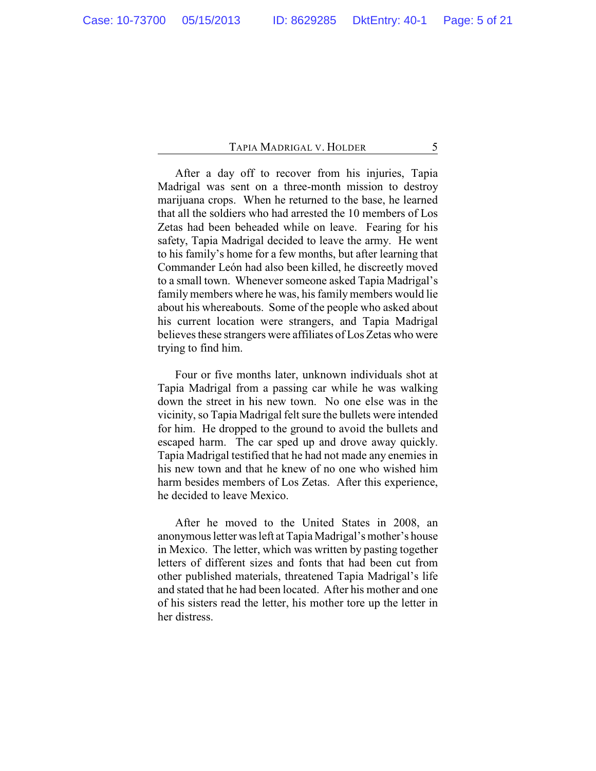After a day off to recover from his injuries, Tapia Madrigal was sent on a three-month mission to destroy marijuana crops. When he returned to the base, he learned that all the soldiers who had arrested the 10 members of Los Zetas had been beheaded while on leave. Fearing for his safety, Tapia Madrigal decided to leave the army. He went to his family's home for a few months, but after learning that Commander León had also been killed, he discreetly moved to a small town. Whenever someone asked Tapia Madrigal's family members where he was, his family members would lie about his whereabouts. Some of the people who asked about his current location were strangers, and Tapia Madrigal believes these strangers were affiliates of Los Zetas who were trying to find him.

Four or five months later, unknown individuals shot at Tapia Madrigal from a passing car while he was walking down the street in his new town. No one else was in the vicinity, so Tapia Madrigal felt sure the bullets were intended for him. He dropped to the ground to avoid the bullets and escaped harm. The car sped up and drove away quickly. Tapia Madrigal testified that he had not made any enemies in his new town and that he knew of no one who wished him harm besides members of Los Zetas. After this experience, he decided to leave Mexico.

After he moved to the United States in 2008, an anonymous letter was left at Tapia Madrigal's mother's house in Mexico. The letter, which was written by pasting together letters of different sizes and fonts that had been cut from other published materials, threatened Tapia Madrigal's life and stated that he had been located. After his mother and one of his sisters read the letter, his mother tore up the letter in her distress.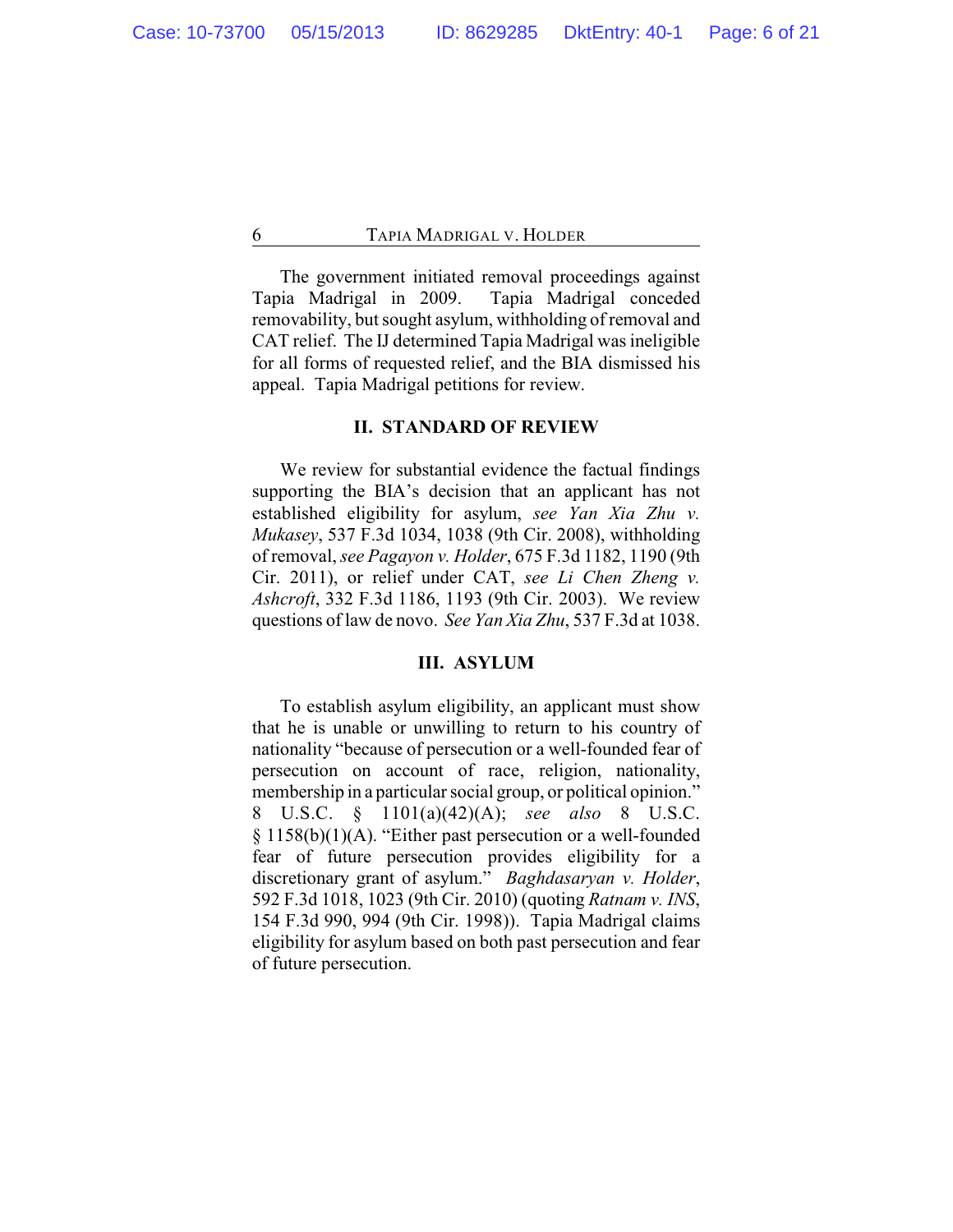The government initiated removal proceedings against Tapia Madrigal in 2009. Tapia Madrigal conceded removability, but sought asylum, withholding of removal and CAT relief. The IJ determined Tapia Madrigal was ineligible for all forms of requested relief, and the BIA dismissed his appeal. Tapia Madrigal petitions for review.

## II. STANDARD OF REVIEW

We review for substantial evidence the factual findings supporting the BIA's decision that an applicant has not established eligibility for asylum, *see Yan Xia Zhu v. Mukasey*, 537 F.3d 1034, 1038 (9th Cir. 2008), withholding of removal, *see Pagayon v. Holder*, 675 F.3d 1182, 1190 (9th Cir. 2011), or relief under CAT, *see Li Chen Zheng v. Ashcroft*, 332 F.3d 1186, 1193 (9th Cir. 2003). We review questions of law de novo. *See Yan Xia Zhu*, 537 F.3d at 1038.

## III. ASYLUM

To establish asylum eligibility, an applicant must show that he is unable or unwilling to return to his country of nationality "because of persecution or a well-founded fear of persecution on account of race, religion, nationality, membership in a particular social group, or political opinion." 8 U.S.C. § 1101(a)(42)(A); *see also* 8 U.S.C. § 1158(b)(1)(A). "Either past persecution or a well-founded fear of future persecution provides eligibility for a discretionary grant of asylum." *Baghdasaryan v. Holder*, 592 F.3d 1018, 1023 (9th Cir. 2010) (quoting *Ratnam v. INS*, 154 F.3d 990, 994 (9th Cir. 1998)). Tapia Madrigal claims eligibility for asylum based on both past persecution and fear of future persecution.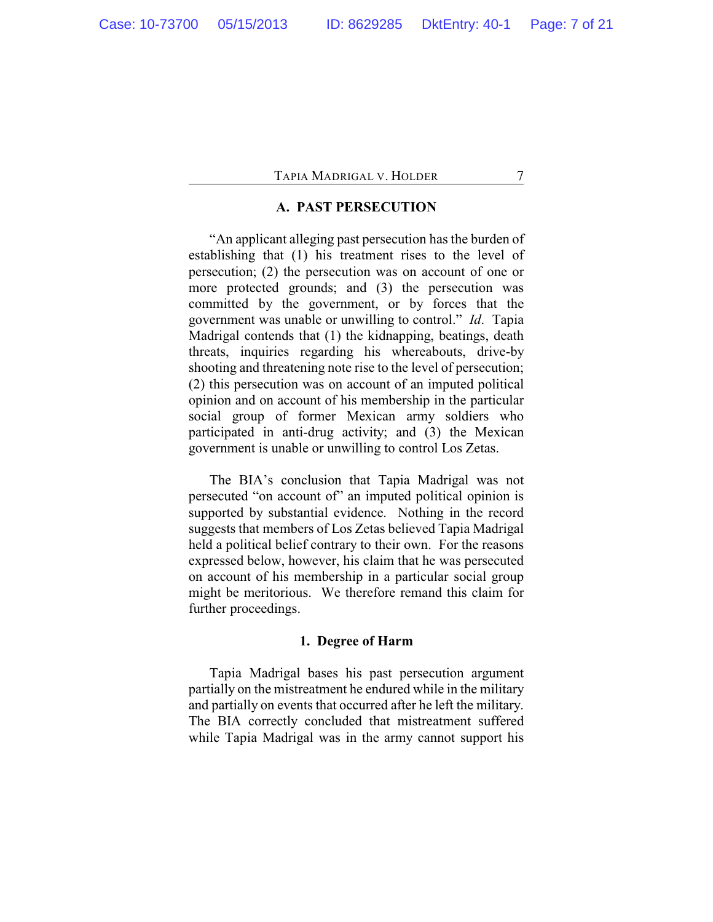### A. PAST PERSECUTION

"An applicant alleging past persecution has the burden of establishing that (1) his treatment rises to the level of persecution; (2) the persecution was on account of one or more protected grounds; and (3) the persecution was committed by the government, or by forces that the government was unable or unwilling to control." *Id*. Tapia Madrigal contends that (1) the kidnapping, beatings, death threats, inquiries regarding his whereabouts, drive-by shooting and threatening note rise to the level of persecution; (2) this persecution was on account of an imputed political opinion and on account of his membership in the particular social group of former Mexican army soldiers who participated in anti-drug activity; and (3) the Mexican government is unable or unwilling to control Los Zetas.

The BIA's conclusion that Tapia Madrigal was not persecuted "on account of" an imputed political opinion is supported by substantial evidence. Nothing in the record suggests that members of Los Zetas believed Tapia Madrigal held a political belief contrary to their own. For the reasons expressed below, however, his claim that he was persecuted on account of his membership in a particular social group might be meritorious. We therefore remand this claim for further proceedings.

#### 1. Degree of Harm

Tapia Madrigal bases his past persecution argument partially on the mistreatment he endured while in the military and partially on events that occurred after he left the military. The BIA correctly concluded that mistreatment suffered while Tapia Madrigal was in the army cannot support his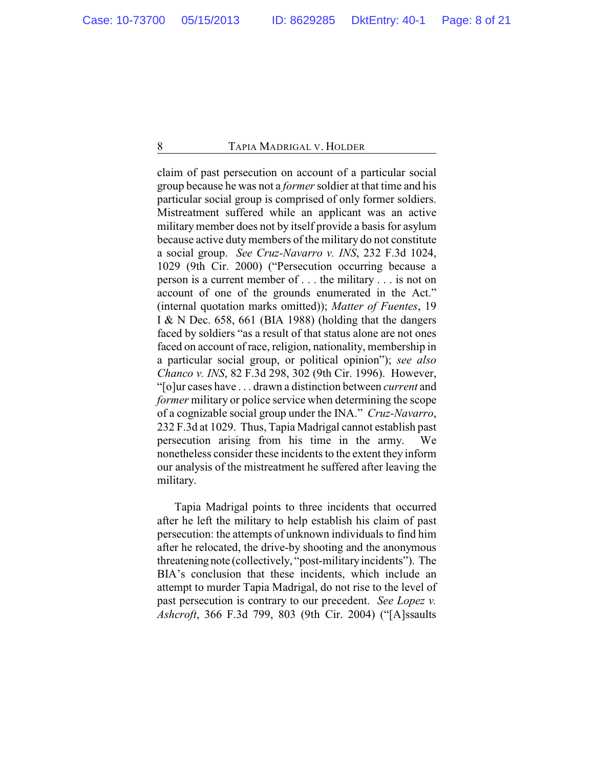claim of past persecution on account of a particular social group because he was not a *former* soldier at that time and his particular social group is comprised of only former soldiers. Mistreatment suffered while an applicant was an active military member does not by itself provide a basis for asylum because active duty members of the military do not constitute a social group. *See Cruz-Navarro v. INS*, 232 F.3d 1024, 1029 (9th Cir. 2000) ("Persecution occurring because a person is a current member of . . . the military . . . is not on account of one of the grounds enumerated in the Act." (internal quotation marks omitted)); *Matter of Fuentes*, 19 I & N Dec. 658, 661 (BIA 1988) (holding that the dangers faced by soldiers "as a result of that status alone are not ones faced on account of race, religion, nationality, membership in a particular social group, or political opinion"); *see also Chanco v. INS*, 82 F.3d 298, 302 (9th Cir. 1996). However, "[o]ur cases have . . . drawn a distinction between *current* and *former* military or police service when determining the scope of a cognizable social group under the INA." *Cruz-Navarro*, 232 F.3d at 1029. Thus, Tapia Madrigal cannot establish past persecution arising from his time in the army. We nonetheless consider these incidents to the extent they inform our analysis of the mistreatment he suffered after leaving the military.

Tapia Madrigal points to three incidents that occurred after he left the military to help establish his claim of past persecution: the attempts of unknown individuals to find him after he relocated, the drive-by shooting and the anonymous threatening note (collectively, "post-military incidents"). The BIA's conclusion that these incidents, which include an attempt to murder Tapia Madrigal, do not rise to the level of past persecution is contrary to our precedent. *See Lopez v. Ashcroft*, 366 F.3d 799, 803 (9th Cir. 2004) ("[A]ssaults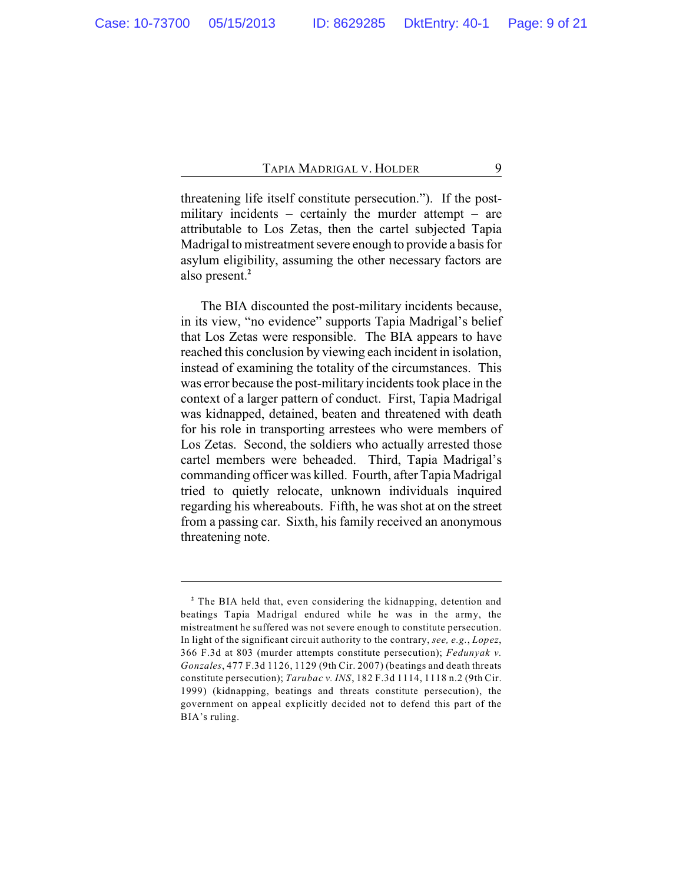threatening life itself constitute persecution."). If the post-military incidents – certainly the murder attempt – are attributable to Los Zetas, then the cartel subjected Tapia Madrigal to mistreatment severe enough to provide a basis for asylum eligibility, assuming the other necessary factors are also present.[2]

The BIA discounted the post-military incidents because, in its view, "no evidence" supports Tapia Madrigal's belief that Los Zetas were responsible. The BIA appears to have reached this conclusion by viewing each incident in isolation, instead of examining the totality of the circumstances. This was error because the post-military incidents took place in the context of a larger pattern of conduct. First, Tapia Madrigal was kidnapped, detained, beaten and threatened with death for his role in transporting arrestees who were members of Los Zetas. Second, the soldiers who actually arrested those cartel members were beheaded. Third, Tapia Madrigal's commanding officer was killed. Fourth, after Tapia Madrigal tried to quietly relocate, unknown individuals inquired regarding his whereabouts. Fifth, he was shot at on the street from a passing car. Sixth, his family received an anonymous threatening note.

---

[2] The BIA held that, even considering the kidnapping, detention and beatings Tapia Madrigal endured while he was in the army, the mistreatment he suffered was not severe enough to constitute persecution. In light of the significant circuit authority to the contrary, *see, e.g.*, *Lopez*, 366 F.3d at 803 (murder attempts constitute persecution); *Fedunyak v. Gonzales*, 477 F.3d 1126, 1129 (9th Cir. 2007) (beatings and death threats constitute persecution); *Tarubac v. INS*, 182 F.3d 1114, 1118 n.2 (9th Cir. 1999) (kidnapping, beatings and threats constitute persecution), the government on appeal explicitly decided not to defend this part of the BIA's ruling.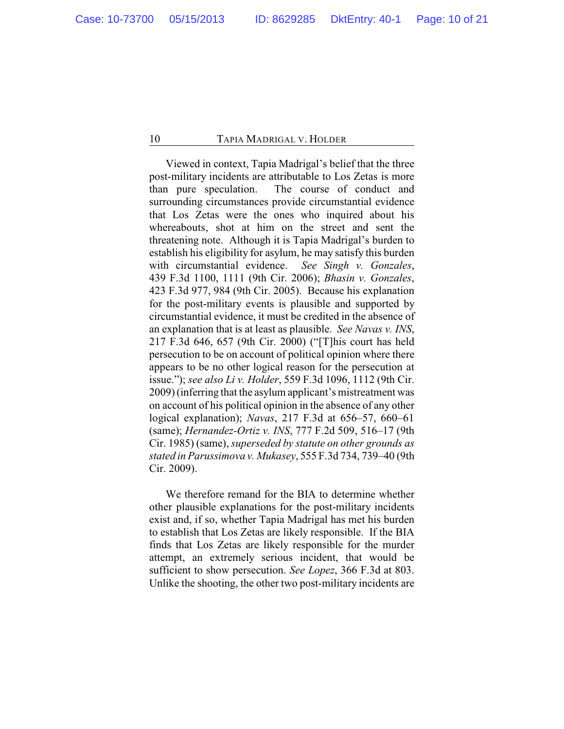Viewed in context, Tapia Madrigal's belief that the three post-military incidents are attributable to Los Zetas is more than pure speculation. The course of conduct and surrounding circumstances provide circumstantial evidence that Los Zetas were the ones who inquired about his whereabouts, shot at him on the street and sent the threatening note. Although it is Tapia Madrigal's burden to establish his eligibility for asylum, he may satisfy this burden with circumstantial evidence. *See Singh v. Gonzales*, 439 F.3d 1100, 1111 (9th Cir. 2006); *Bhasin v. Gonzales*, 423 F.3d 977, 984 (9th Cir. 2005). Because his explanation for the post-military events is plausible and supported by circumstantial evidence, it must be credited in the absence of an explanation that is at least as plausible. *See Navas v. INS*, 217 F.3d 646, 657 (9th Cir. 2000) ("[T]his court has held persecution to be on account of political opinion where there appears to be no other logical reason for the persecution at issue."); *see also Li v. Holder*, 559 F.3d 1096, 1112 (9th Cir. 2009) (inferring that the asylum applicant's mistreatment was on account of his political opinion in the absence of any other logical explanation); *Navas*, 217 F.3d at 656–57, 660–61 (same); *Hernandez-Ortiz v. INS*, 777 F.2d 509, 516–17 (9th Cir. 1985) (same), *superseded by statute on other grounds as stated in Parussimova v. Mukasey*, 555 F.3d 734, 739–40 (9th Cir. 2009).

We therefore remand for the BIA to determine whether other plausible explanations for the post-military incidents exist and, if so, whether Tapia Madrigal has met his burden to establish that Los Zetas are likely responsible. If the BIA finds that Los Zetas are likely responsible for the murder attempt, an extremely serious incident, that would be sufficient to show persecution. *See Lopez*, 366 F.3d at 803. Unlike the shooting, the other two post-military incidents are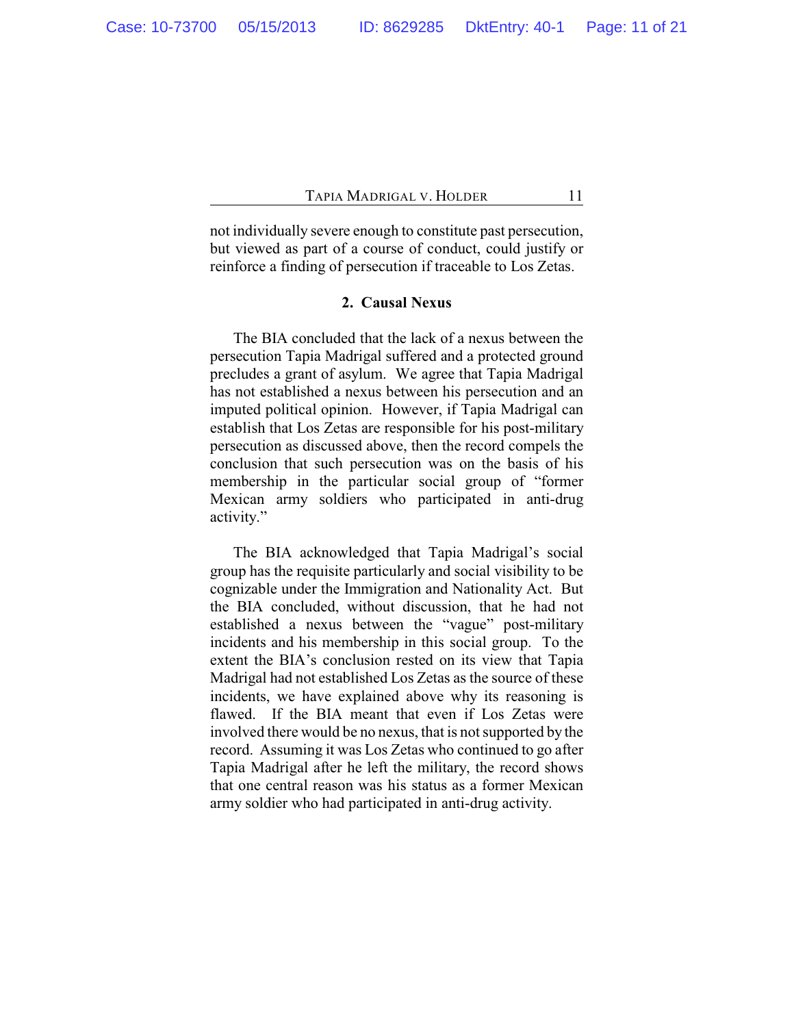not individually severe enough to constitute past persecution, but viewed as part of a course of conduct, could justify or reinforce a finding of persecution if traceable to Los Zetas.

### 2. Causal Nexus

The BIA concluded that the lack of a nexus between the persecution Tapia Madrigal suffered and a protected ground precludes a grant of asylum. We agree that Tapia Madrigal has not established a nexus between his persecution and an imputed political opinion. However, if Tapia Madrigal can establish that Los Zetas are responsible for his post-military persecution as discussed above, then the record compels the conclusion that such persecution was on the basis of his membership in the particular social group of "former Mexican army soldiers who participated in anti-drug activity."

The BIA acknowledged that Tapia Madrigal's social group has the requisite particularly and social visibility to be cognizable under the Immigration and Nationality Act. But the BIA concluded, without discussion, that he had not established a nexus between the "vague" post-military incidents and his membership in this social group. To the extent the BIA's conclusion rested on its view that Tapia Madrigal had not established Los Zetas as the source of these incidents, we have explained above why its reasoning is flawed. If the BIA meant that even if Los Zetas were involved there would be no nexus, that is not supported by the record. Assuming it was Los Zetas who continued to go after Tapia Madrigal after he left the military, the record shows that one central reason was his status as a former Mexican army soldier who had participated in anti-drug activity.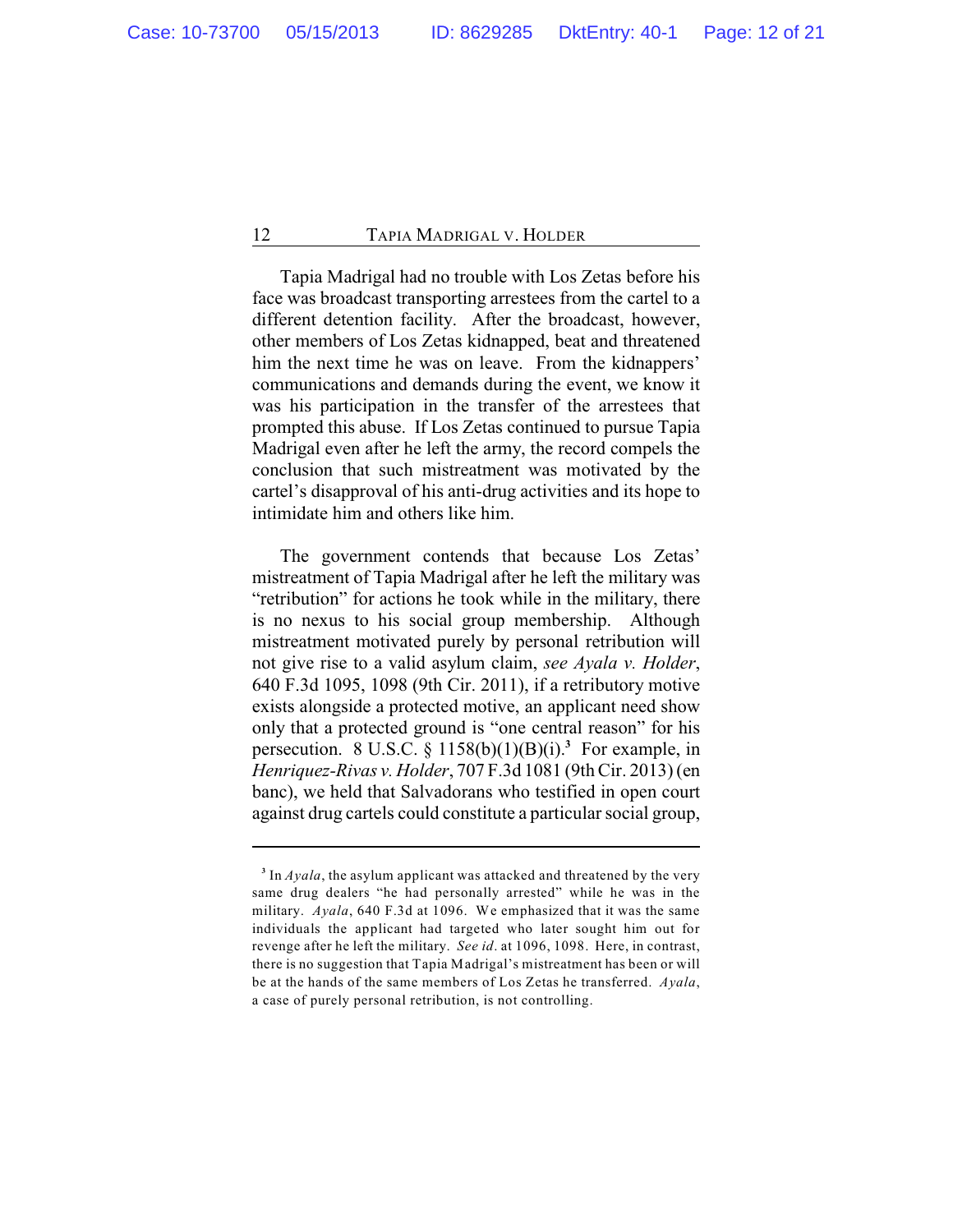Tapia Madrigal had no trouble with Los Zetas before his face was broadcast transporting arrestees from the cartel to a different detention facility. After the broadcast, however, other members of Los Zetas kidnapped, beat and threatened him the next time he was on leave. From the kidnappers' communications and demands during the event, we know it was his participation in the transfer of the arrestees that prompted this abuse. If Los Zetas continued to pursue Tapia Madrigal even after he left the army, the record compels the conclusion that such mistreatment was motivated by the cartel's disapproval of his anti-drug activities and its hope to intimidate him and others like him.

The government contends that because Los Zetas' mistreatment of Tapia Madrigal after he left the military was "retribution" for actions he took while in the military, there is no nexus to his social group membership. Although mistreatment motivated purely by personal retribution will not give rise to a valid asylum claim, *see Ayala v. Holder*, 640 F.3d 1095, 1098 (9th Cir. 2011), if a retributory motive exists alongside a protected motive, an applicant need show only that a protected ground is "one central reason" for his persecution. 8 U.S.C. § 1158(b)(1)(B)(i).[3] For example, in *Henriquez-Rivas v. Holder*, 707 F.3d 1081 (9th Cir. 2013) (en banc), we held that Salvadorans who testified in open court against drug cartels could constitute a particular social group,

---

[3] In *Ayala*, the asylum applicant was attacked and threatened by the very same drug dealers "he had personally arrested" while he was in the military. *Ayala*, 640 F.3d at 1096. We emphasized that it was the same individuals the applicant had targeted who later sought him out for revenge after he left the military. *See id.* at 1096, 1098. Here, in contrast, there is no suggestion that Tapia Madrigal's mistreatment has been or will be at the hands of the same members of Los Zetas he transferred. *Ayala*, a case of purely personal retribution, is not controlling.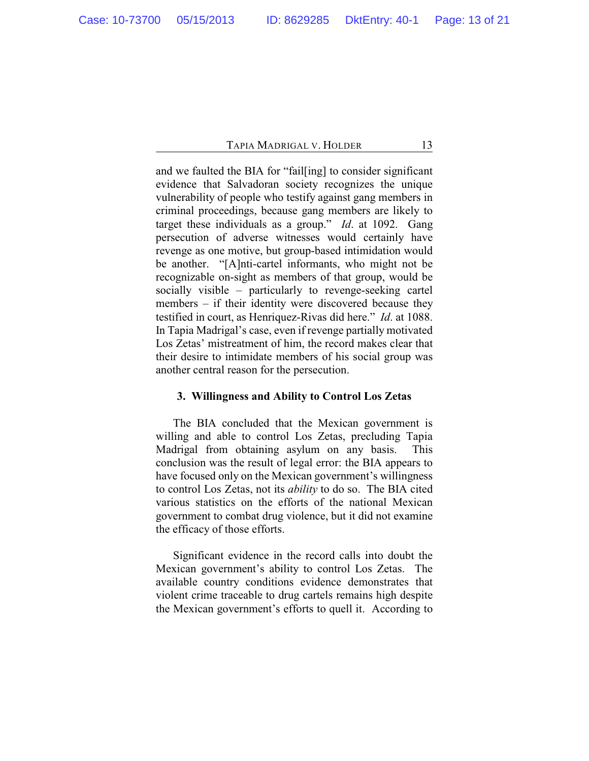and we faulted the BIA for "fail[ing] to consider significant evidence that Salvadoran society recognizes the unique vulnerability of people who testify against gang members in criminal proceedings, because gang members are likely to target these individuals as a group." *Id*. at 1092. Gang persecution of adverse witnesses would certainly have revenge as one motive, but group-based intimidation would be another. "[A]nti-cartel informants, who might not be recognizable on-sight as members of that group, would be socially visible – particularly to revenge-seeking cartel members – if their identity were discovered because they testified in court, as Henriquez-Rivas did here." *Id*. at 1088. In Tapia Madrigal's case, even if revenge partially motivated Los Zetas' mistreatment of him, the record makes clear that their desire to intimidate members of his social group was another central reason for the persecution.

### 3. Willingness and Ability to Control Los Zetas

The BIA concluded that the Mexican government is willing and able to control Los Zetas, precluding Tapia Madrigal from obtaining asylum on any basis. This conclusion was the result of legal error: the BIA appears to have focused only on the Mexican government's willingness to control Los Zetas, not its *ability* to do so. The BIA cited various statistics on the efforts of the national Mexican government to combat drug violence, but it did not examine the efficacy of those efforts.

Significant evidence in the record calls into doubt the Mexican government's ability to control Los Zetas. The available country conditions evidence demonstrates that violent crime traceable to drug cartels remains high despite the Mexican government's efforts to quell it. According to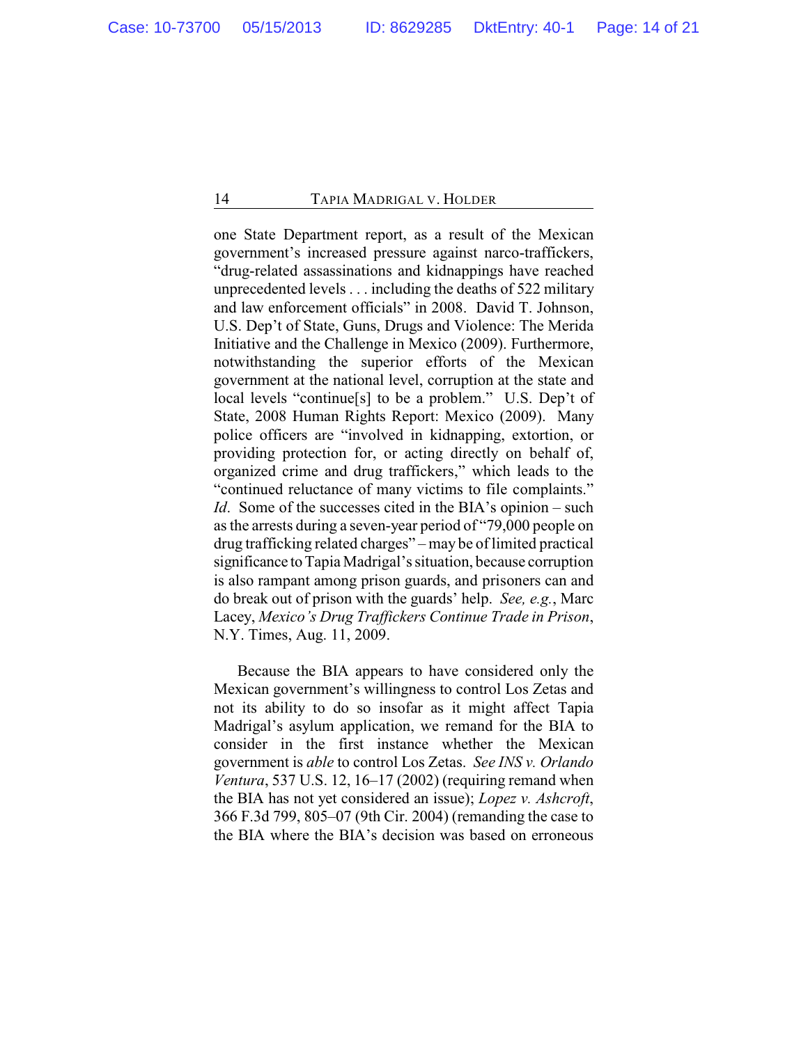one State Department report, as a result of the Mexican government's increased pressure against narco-traffickers, "drug-related assassinations and kidnappings have reached unprecedented levels . . . including the deaths of 522 military and law enforcement officials" in 2008. David T. Johnson, U.S. Dep't of State, Guns, Drugs and Violence: The Merida Initiative and the Challenge in Mexico (2009). Furthermore, notwithstanding the superior efforts of the Mexican government at the national level, corruption at the state and local levels "continue[s] to be a problem." U.S. Dep't of State, 2008 Human Rights Report: Mexico (2009). Many police officers are "involved in kidnapping, extortion, or providing protection for, or acting directly on behalf of, organized crime and drug traffickers," which leads to the "continued reluctance of many victims to file complaints." *Id*. Some of the successes cited in the BIA's opinion – such as the arrests during a seven-year period of "79,000 people on drug trafficking related charges" – may be of limited practical significance to Tapia Madrigal's situation, because corruption is also rampant among prison guards, and prisoners can and do break out of prison with the guards' help. *See, e.g.*, Marc Lacey, *Mexico's Drug Traffickers Continue Trade in Prison*, N.Y. Times, Aug. 11, 2009.

Because the BIA appears to have considered only the Mexican government's willingness to control Los Zetas and not its ability to do so insofar as it might affect Tapia Madrigal's asylum application, we remand for the BIA to consider in the first instance whether the Mexican government is *able* to control Los Zetas. *See INS v. Orlando Ventura*, 537 U.S. 12, 16–17 (2002) (requiring remand when the BIA has not yet considered an issue); *Lopez v. Ashcroft*, 366 F.3d 799, 805–07 (9th Cir. 2004) (remanding the case to the BIA where the BIA's decision was based on erroneous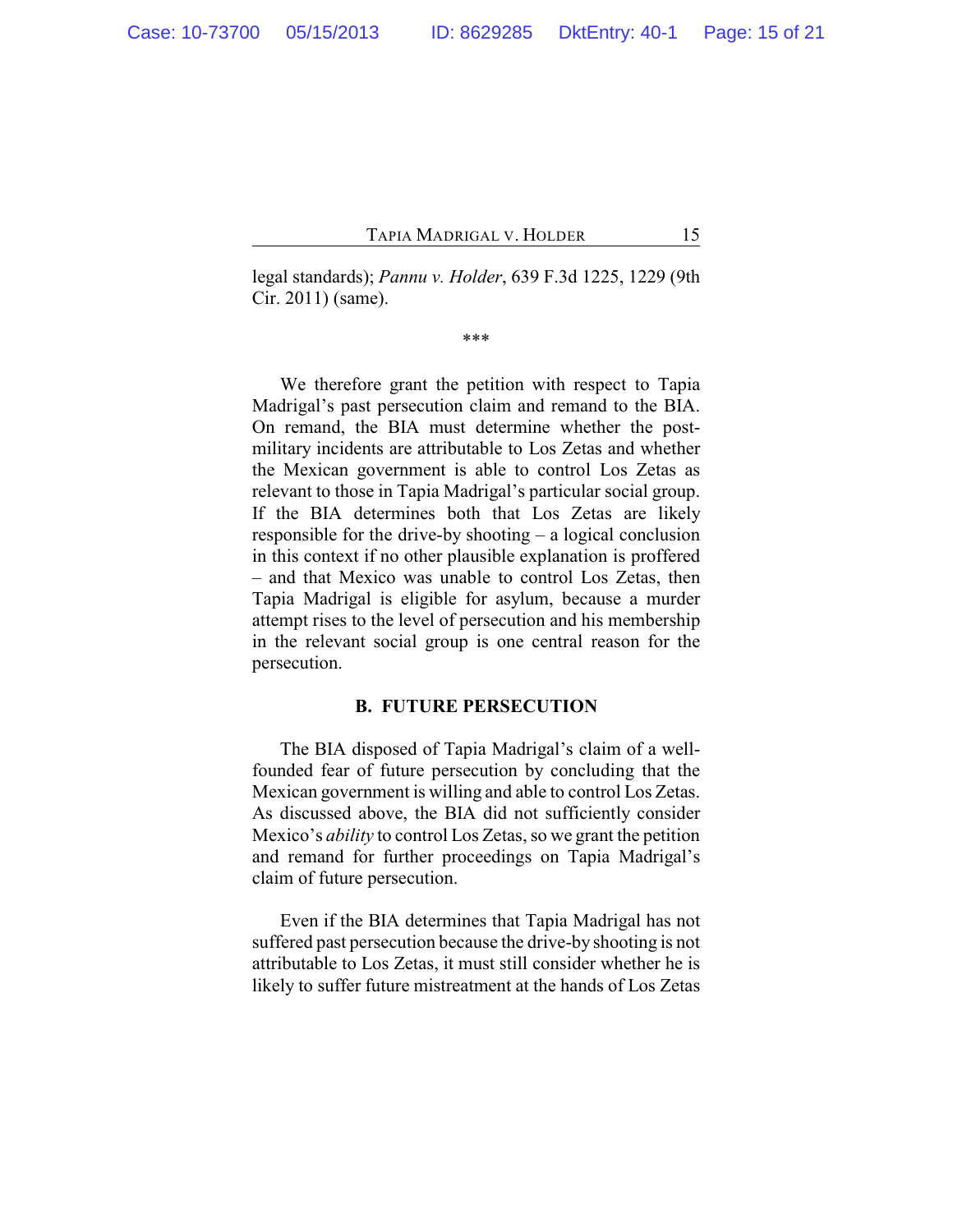legal standards); *Pannu v. Holder*, 639 F.3d 1225, 1229 (9th Cir. 2011) (same).

\*\*\*

We therefore grant the petition with respect to Tapia Madrigal's past persecution claim and remand to the BIA. On remand, the BIA must determine whether the post-military incidents are attributable to Los Zetas and whether the Mexican government is able to control Los Zetas as relevant to those in Tapia Madrigal's particular social group. If the BIA determines both that Los Zetas are likely responsible for the drive-by shooting – a logical conclusion in this context if no other plausible explanation is proffered – and that Mexico was unable to control Los Zetas, then Tapia Madrigal is eligible for asylum, because a murder attempt rises to the level of persecution and his membership in the relevant social group is one central reason for the persecution.

### B. FUTURE PERSECUTION

The BIA disposed of Tapia Madrigal's claim of a well-founded fear of future persecution by concluding that the Mexican government is willing and able to control Los Zetas. As discussed above, the BIA did not sufficiently consider Mexico's *ability* to control Los Zetas, so we grant the petition and remand for further proceedings on Tapia Madrigal's claim of future persecution.

Even if the BIA determines that Tapia Madrigal has not suffered past persecution because the drive-by shooting is not attributable to Los Zetas, it must still consider whether he is likely to suffer future mistreatment at the hands of Los Zetas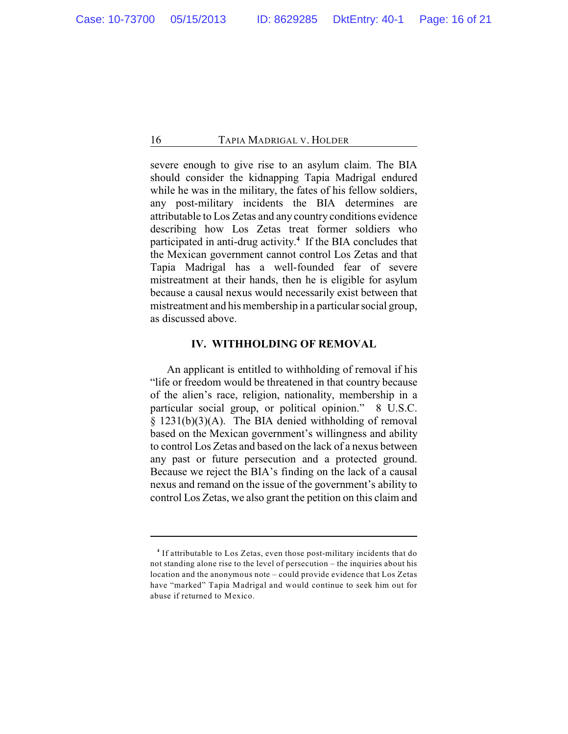severe enough to give rise to an asylum claim. The BIA should consider the kidnapping Tapia Madrigal endured while he was in the military, the fates of his fellow soldiers, any post-military incidents the BIA determines are attributable to Los Zetas and any country conditions evidence describing how Los Zetas treat former soldiers who participated in anti-drug activity.[4] If the BIA concludes that the Mexican government cannot control Los Zetas and that Tapia Madrigal has a well-founded fear of severe mistreatment at their hands, then he is eligible for asylum because a causal nexus would necessarily exist between that mistreatment and his membership in a particular social group, as discussed above.

## IV. WITHHOLDING OF REMOVAL

An applicant is entitled to withholding of removal if his "life or freedom would be threatened in that country because of the alien's race, religion, nationality, membership in a particular social group, or political opinion." 8 U.S.C. § 1231(b)(3)(A). The BIA denied withholding of removal based on the Mexican government's willingness and ability to control Los Zetas and based on the lack of a nexus between any past or future persecution and a protected ground. Because we reject the BIA's finding on the lack of a causal nexus and remand on the issue of the government's ability to control Los Zetas, we also grant the petition on this claim and

---

[4] If attributable to Los Zetas, even those post-military incidents that do not standing alone rise to the level of persecution – the inquiries about his location and the anonymous note – could provide evidence that Los Zetas have "marked" Tapia Madrigal and would continue to seek him out for abuse if returned to Mexico.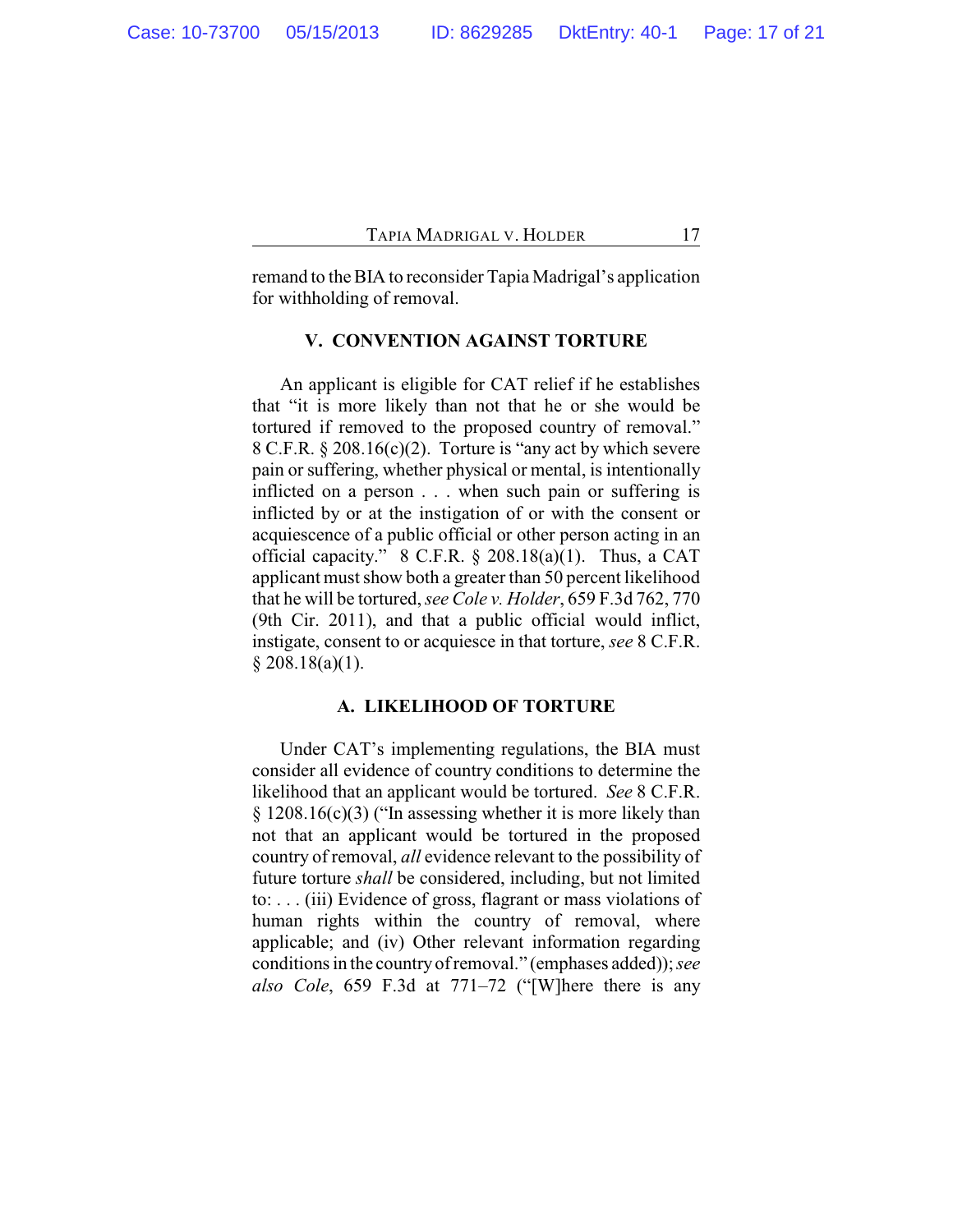remand to the BIA to reconsider Tapia Madrigal's application for withholding of removal.

## V. CONVENTION AGAINST TORTURE

An applicant is eligible for CAT relief if he establishes that "it is more likely than not that he or she would be tortured if removed to the proposed country of removal." 8 C.F.R. § 208.16(c)(2). Torture is "any act by which severe pain or suffering, whether physical or mental, is intentionally inflicted on a person . . . when such pain or suffering is inflicted by or at the instigation of or with the consent or acquiescence of a public official or other person acting in an official capacity." 8 C.F.R. § 208.18(a)(1). Thus, a CAT applicant must show both a greater than 50 percent likelihood that he will be tortured, *see Cole v. Holder*, 659 F.3d 762, 770 (9th Cir. 2011), and that a public official would inflict, instigate, consent to or acquiesce in that torture, *see* 8 C.F.R. § 208.18(a)(1).

### A. LIKELIHOOD OF TORTURE

Under CAT's implementing regulations, the BIA must consider all evidence of country conditions to determine the likelihood that an applicant would be tortured. *See* 8 C.F.R. § 1208.16(c)(3) ("In assessing whether it is more likely than not that an applicant would be tortured in the proposed country of removal, *all* evidence relevant to the possibility of future torture *shall* be considered, including, but not limited to: . . . (iii) Evidence of gross, flagrant or mass violations of human rights within the country of removal, where applicable; and (iv) Other relevant information regarding conditions in the country of removal." (emphases added)); *see also Cole*, 659 F.3d at 771–72 ("[W]here there is any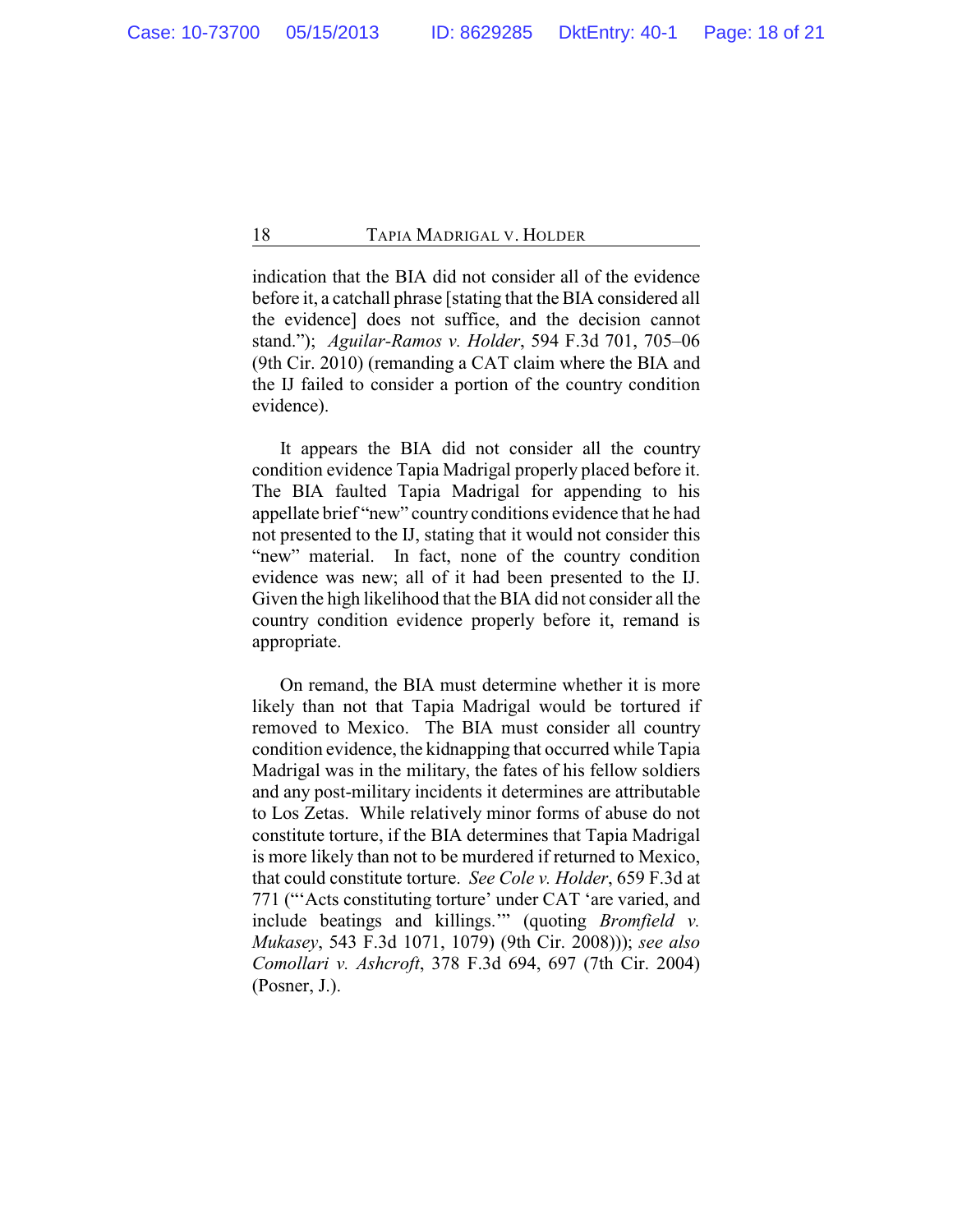indication that the BIA did not consider all of the evidence before it, a catchall phrase [stating that the BIA considered all the evidence] does not suffice, and the decision cannot stand."); *Aguilar-Ramos v. Holder*, 594 F.3d 701, 705–06 (9th Cir. 2010) (remanding a CAT claim where the BIA and the IJ failed to consider a portion of the country condition evidence).

It appears the BIA did not consider all the country condition evidence Tapia Madrigal properly placed before it. The BIA faulted Tapia Madrigal for appending to his appellate brief "new" country conditions evidence that he had not presented to the IJ, stating that it would not consider this "new" material. In fact, none of the country condition evidence was new; all of it had been presented to the IJ. Given the high likelihood that the BIA did not consider all the country condition evidence properly before it, remand is appropriate.

On remand, the BIA must determine whether it is more likely than not that Tapia Madrigal would be tortured if removed to Mexico. The BIA must consider all country condition evidence, the kidnapping that occurred while Tapia Madrigal was in the military, the fates of his fellow soldiers and any post-military incidents it determines are attributable to Los Zetas. While relatively minor forms of abuse do not constitute torture, if the BIA determines that Tapia Madrigal is more likely than not to be murdered if returned to Mexico, that could constitute torture. *See Cole v. Holder*, 659 F.3d at 771 ("'Acts constituting torture' under CAT 'are varied, and include beatings and killings.'" (quoting *Bromfield v. Mukasey*, 543 F.3d 1071, 1079) (9th Cir. 2008))); *see also Comollari v. Ashcroft*, 378 F.3d 694, 697 (7th Cir. 2004) (Posner, J.).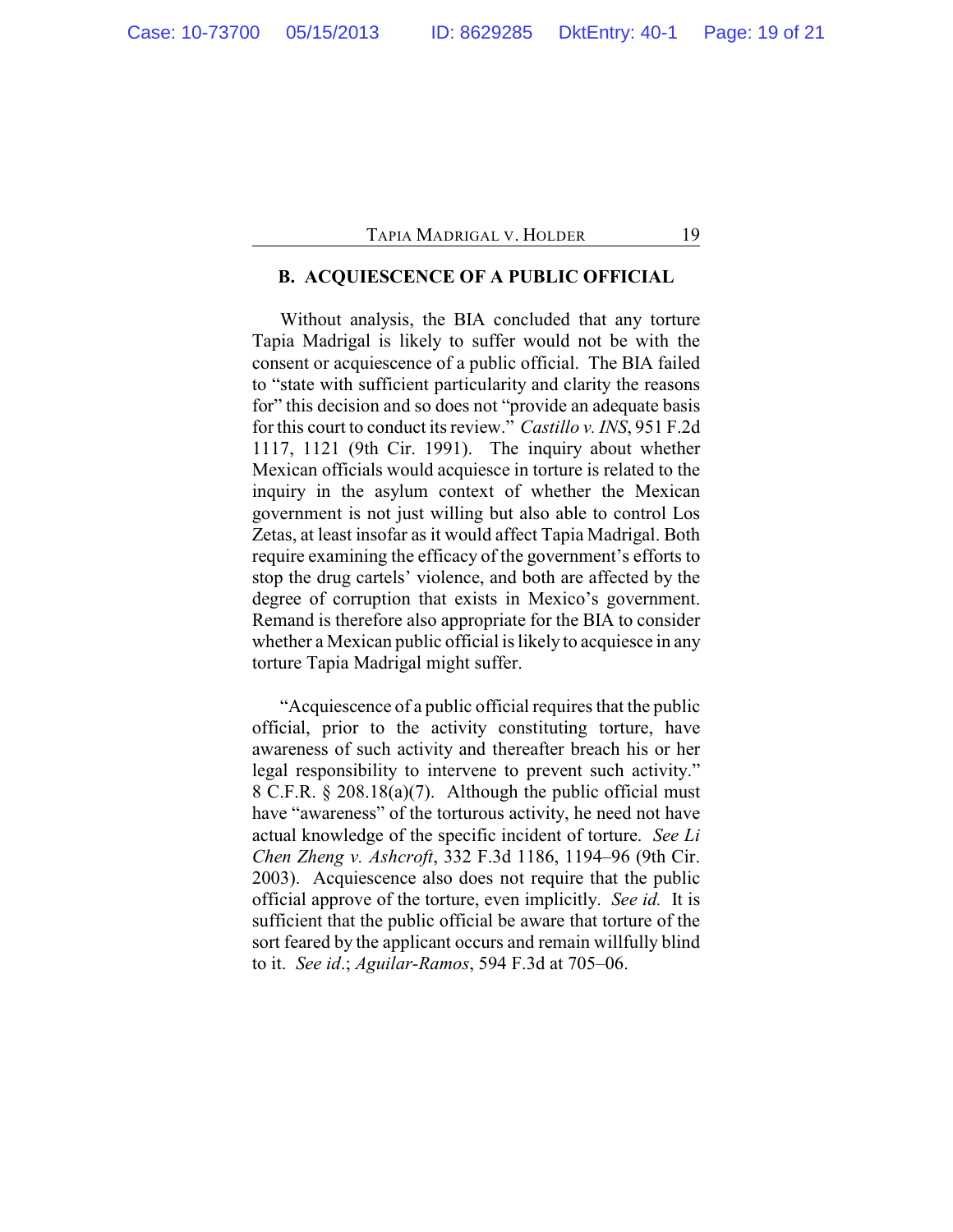## B. ACQUIESCENCE OF A PUBLIC OFFICIAL

Without analysis, the BIA concluded that any torture Tapia Madrigal is likely to suffer would not be with the consent or acquiescence of a public official. The BIA failed to "state with sufficient particularity and clarity the reasons for" this decision and so does not "provide an adequate basis for this court to conduct its review." *Castillo v. INS*, 951 F.2d 1117, 1121 (9th Cir. 1991). The inquiry about whether Mexican officials would acquiesce in torture is related to the inquiry in the asylum context of whether the Mexican government is not just willing but also able to control Los Zetas, at least insofar as it would affect Tapia Madrigal. Both require examining the efficacy of the government's efforts to stop the drug cartels' violence, and both are affected by the degree of corruption that exists in Mexico's government. Remand is therefore also appropriate for the BIA to consider whether a Mexican public official is likely to acquiesce in any torture Tapia Madrigal might suffer.

"Acquiescence of a public official requires that the public official, prior to the activity constituting torture, have awareness of such activity and thereafter breach his or her legal responsibility to intervene to prevent such activity." 8 C.F.R. § 208.18(a)(7). Although the public official must have "awareness" of the torturous activity, he need not have actual knowledge of the specific incident of torture. *See Li Chen Zheng v. Ashcroft*, 332 F.3d 1186, 1194–96 (9th Cir. 2003). Acquiescence also does not require that the public official approve of the torture, even implicitly. *See id.* It is sufficient that the public official be aware that torture of the sort feared by the applicant occurs and remain willfully blind to it. *See id.*; *Aguilar-Ramos*, 594 F.3d at 705–06.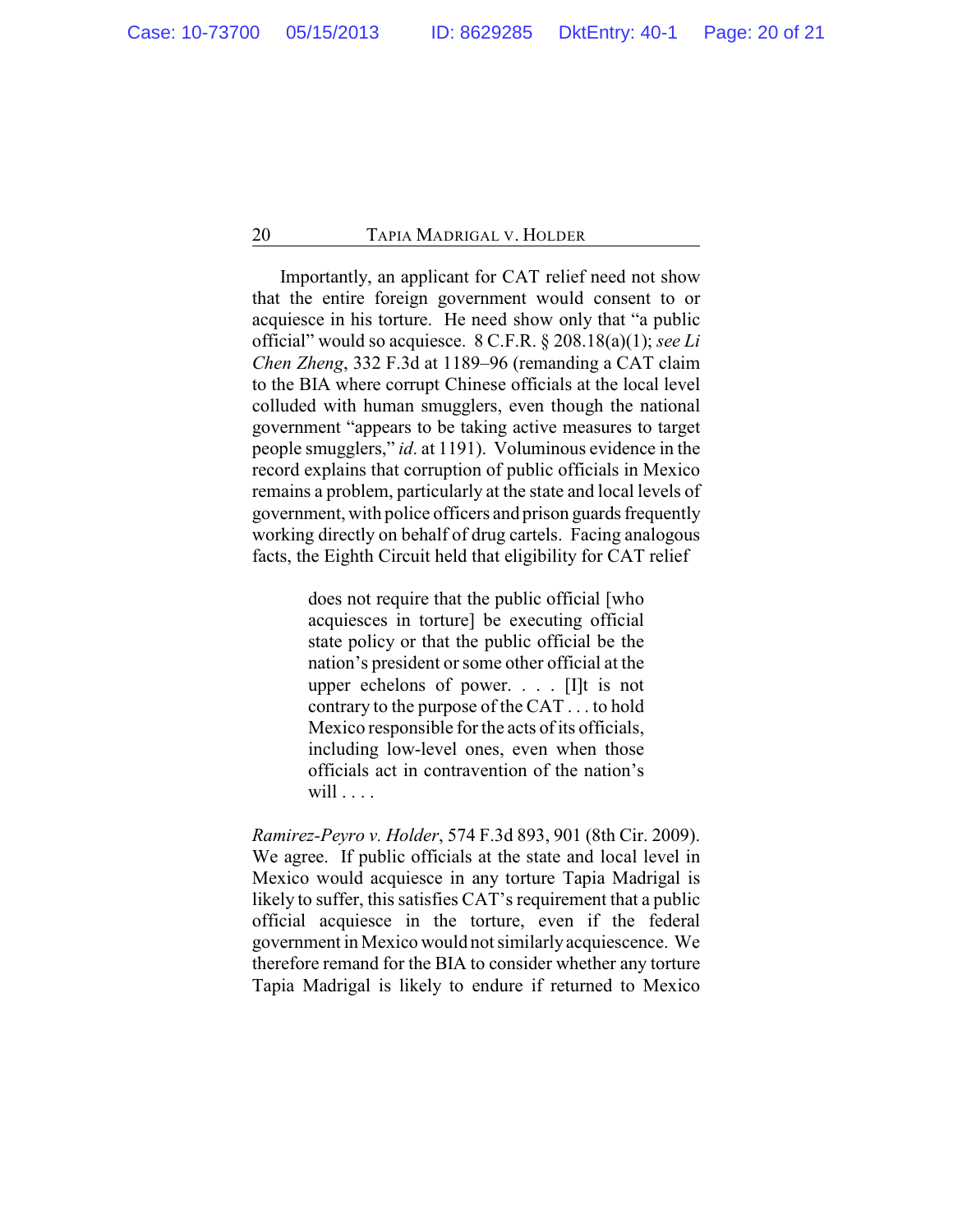Importantly, an applicant for CAT relief need not show that the entire foreign government would consent to or acquiesce in his torture. He need show only that "a public official" would so acquiesce. 8 C.F.R. § 208.18(a)(1); *see Li Chen Zheng*, 332 F.3d at 1189–96 (remanding a CAT claim to the BIA where corrupt Chinese officials at the local level colluded with human smugglers, even though the national government "appears to be taking active measures to target people smugglers," *id*. at 1191). Voluminous evidence in the record explains that corruption of public officials in Mexico remains a problem, particularly at the state and local levels of government, with police officers and prison guards frequently working directly on behalf of drug cartels. Facing analogous facts, the Eighth Circuit held that eligibility for CAT relief

> does not require that the public official [who acquiesces in torture] be executing official state policy or that the public official be the nation's president or some other official at the upper echelons of power. . . . [I]t is not contrary to the purpose of the CAT . . . to hold Mexico responsible for the acts of its officials, including low-level ones, even when those officials act in contravention of the nation's will . . . .

*Ramirez-Peyro v. Holder*, 574 F.3d 893, 901 (8th Cir. 2009). We agree. If public officials at the state and local level in Mexico would acquiesce in any torture Tapia Madrigal is likely to suffer, this satisfies CAT's requirement that a public official acquiesce in the torture, even if the federal government in Mexico would not similarly acquiescence. We therefore remand for the BIA to consider whether any torture Tapia Madrigal is likely to endure if returned to Mexico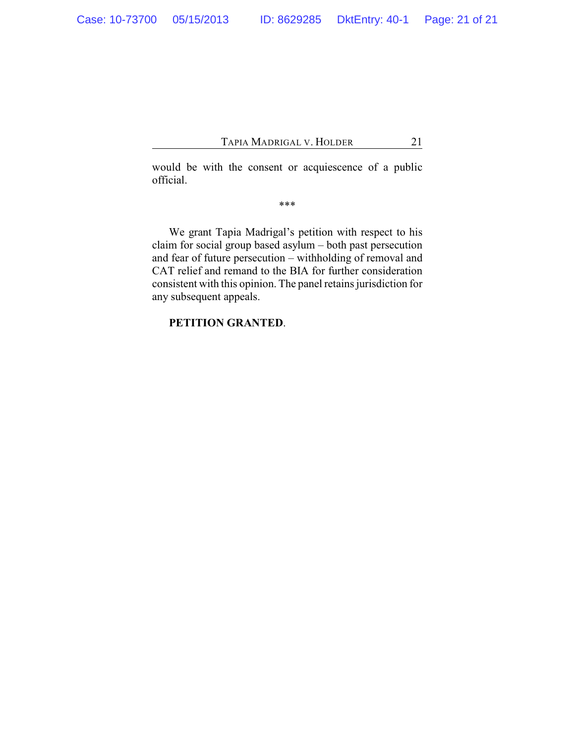would be with the consent or acquiescence of a public official.

***

We grant Tapia Madrigal's petition with respect to his claim for social group based asylum – both past persecution and fear of future persecution – withholding of removal and CAT relief and remand to the BIA for further consideration consistent with this opinion. The panel retains jurisdiction for any subsequent appeals.

**PETITION GRANTED**.